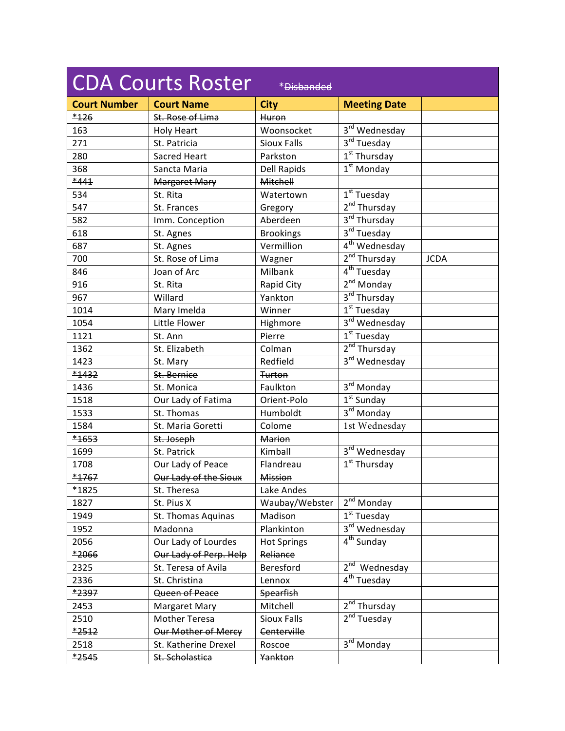# CDA Courts Roster

~~*Disbanded~~

| Court Number | Court Name | City | Meeting Date | |
|---|---|---|---|---|
| ~~*126~~ | ~~St. Rose of Lima~~ | ~~Huron~~ | | |
| 163 | Holy Heart | Woonsocket | 3rd Wednesday | |
| 271 | St. Patricia | Sioux Falls | 3rd Tuesday | |
| 280 | Sacred Heart | Parkston | 1st Thursday | |
| 368 | Sancta Maria | Dell Rapids | 1st Monday | |
| ~~*441~~ | ~~Margaret Mary~~ | ~~Mitchell~~ | | |
| 534 | St. Rita | Watertown | 1st Tuesday | |
| 547 | St. Frances | Gregory | 2nd Thursday | |
| 582 | Imm. Conception | Aberdeen | 3rd Thursday | |
| 618 | St. Agnes | Brookings | 3rd Tuesday | |
| 687 | St. Agnes | Vermillion | 4th Wednesday | |
| 700 | St. Rose of Lima | Wagner | 2nd Thursday | JCDA |
| 846 | Joan of Arc | Milbank | 4th Tuesday | |
| 916 | St. Rita | Rapid City | 2nd Monday | |
| 967 | Willard | Yankton | 3rd Thursday | |
| 1014 | Mary Imelda | Winner | 1st Tuesday | |
| 1054 | Little Flower | Highmore | 3rd Wednesday | |
| 1121 | St. Ann | Pierre | 1st Tuesday | |
| 1362 | St. Elizabeth | Colman | 2nd Thursday | |
| 1423 | St. Mary | Redfield | 3rd Wednesday | |
| ~~*1432~~ | ~~St. Bernice~~ | ~~Turton~~ | | |
| 1436 | St. Monica | Faulkton | 3rd Monday | |
| 1518 | Our Lady of Fatima | Orient-Polo | 1st Sunday | |
| 1533 | St. Thomas | Humboldt | 3rd Monday | |
| 1584 | St. Maria Goretti | Colome | 1st Wednesday | |
| ~~*1653~~ | ~~St. Joseph~~ | ~~Marion~~ | | |
| 1699 | St. Patrick | Kimball | 3rd Wednesday | |
| 1708 | Our Lady of Peace | Flandreau | 1st Thursday | |
| ~~*1767~~ | ~~Our Lady of the Sioux~~ | ~~Mission~~ | | |
| ~~*1825~~ | ~~St. Theresa~~ | ~~Lake Andes~~ | | |
| 1827 | St. Pius X | Waubay/Webster | 2nd Monday | |
| 1949 | St. Thomas Aquinas | Madison | 1st Tuesday | |
| 1952 | Madonna | Plankinton | 3rd Wednesday | |
| 2056 | Our Lady of Lourdes | Hot Springs | 4th Sunday | |
| ~~*2066~~ | ~~Our Lady of Perp. Help~~ | ~~Reliance~~ | | |
| 2325 | St. Teresa of Avila | Beresford | 2nd Wednesday | |
| 2336 | St. Christina | Lennox | 4th Tuesday | |
| ~~*2397~~ | ~~Queen of Peace~~ | ~~Spearfish~~ | | |
| 2453 | Margaret Mary | Mitchell | 2nd Thursday | |
| 2510 | Mother Teresa | Sioux Falls | 2nd Tuesday | |
| ~~*2512~~ | ~~Our Mother of Mercy~~ | ~~Centerville~~ | | |
| 2518 | St. Katherine Drexel | Roscoe | 3rd Monday | |
| ~~*2545~~ | ~~St. Scholastica~~ | ~~Yankton~~ | | |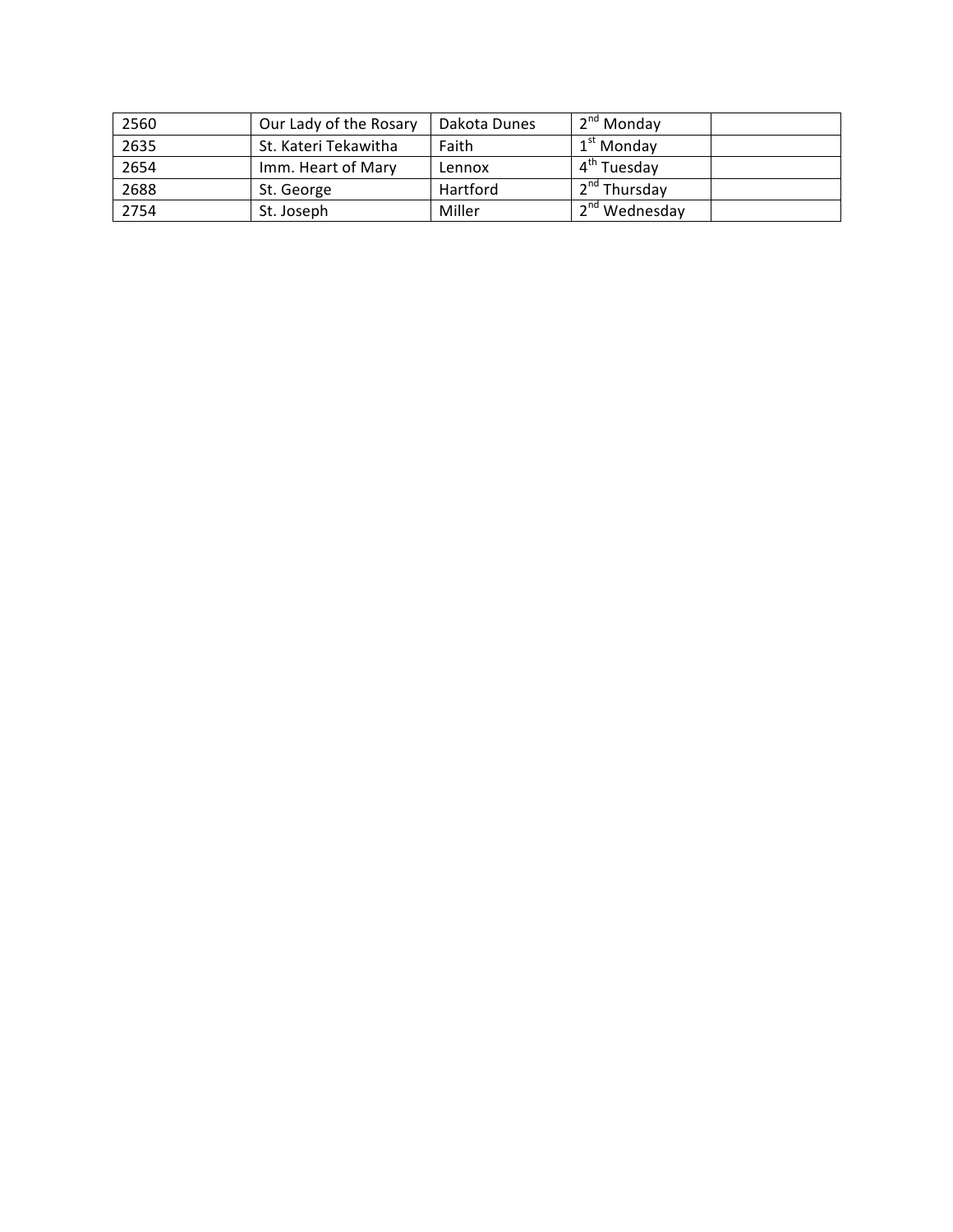| | | | | |
|---|---|---|---|---|
| 2560 | Our Lady of the Rosary | Dakota Dunes | 2nd Monday | |
| 2635 | St. Kateri Tekawitha | Faith | 1st Monday | |
| 2654 | Imm. Heart of Mary | Lennox | 4th Tuesday | |
| 2688 | St. George | Hartford | 2nd Thursday | |
| 2754 | St. Joseph | Miller | 2nd Wednesday | |